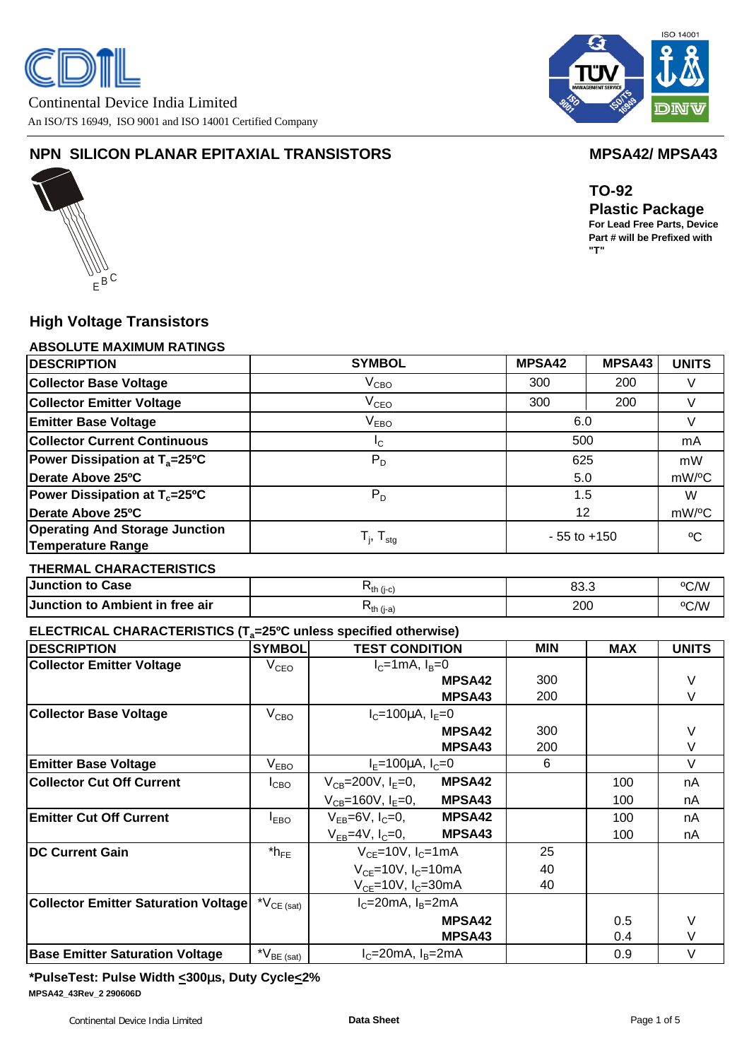Continental Device India Limited

An ISO/TS 16949, ISO 9001 and ISO 14001 Certified Company

## NPN SILICON PLANAR EPITAXIAL TRANSISTORS

## MPSA42/ MPSA43

E B C

**TO-92**

**Plastic Package**

**For Lead Free Parts, Device Part # will be Prefixed with "T"**

## High Voltage Transistors

### ABSOLUTE MAXIMUM RATINGS

| DESCRIPTION | SYMBOL | MPSA42 | MPSA43 | UNITS |
|---|---|---|---|---|
| Collector Base Voltage | $V_{CBO}$ | 300 | 200 | V |
| Collector Emitter Voltage | $V_{CEO}$ | 300 | 200 | V |
| Emitter Base Voltage | $V_{EBO}$ | 6.0 | | V |
| Collector Current Continuous | $I_C$ | 500 | | mA |
| Power Dissipation at $T_a$=25ºC | $P_D$ | 625 | | mW |
| Derate Above 25ºC | | 5.0 | | mW/ºC |
| Power Dissipation at $T_c$=25ºC | $P_D$ | 1.5 | | W |
| Derate Above 25ºC | | 12 | | mW/ºC |
| Operating And Storage Junction Temperature Range | $T_j$, $T_{stg}$ | - 55 to +150 | | ºC |

### THERMAL CHARACTERISTICS

| DESCRIPTION | SYMBOL | VALUE | UNITS |
|---|---|---|---|
| Junction to Case | $R_{th\ (j-c)}$ | 83.3 | ºC/W |
| Junction to Ambient in free air | $R_{th\ (j-a)}$ | 200 | ºC/W |

### ELECTRICAL CHARACTERISTICS ($T_a$=25ºC unless specified otherwise)

| DESCRIPTION | SYMBOL | TEST CONDITION | MIN | MAX | UNITS |
|---|---|---|---|---|---|
| Collector Emitter Voltage | $V_{CEO}$ | $I_C$=1mA, $I_B$=0 | | | |
| | | MPSA42 | 300 | | V |
| | | MPSA43 | 200 | | V |
| Collector Base Voltage | $V_{CBO}$ | $I_C$=100µA, $I_E$=0 | | | |
| | | MPSA42 | 300 | | V |
| | | MPSA43 | 200 | | V |
| Emitter Base Voltage | $V_{EBO}$ | $I_E$=100µA, $I_C$=0 | 6 | | V |
| Collector Cut Off Current | $I_{CBO}$ | $V_{CB}$=200V, $I_E$=0, MPSA42 | | 100 | nA |
| | | $V_{CB}$=160V, $I_E$=0, MPSA43 | | 100 | nA |
| Emitter Cut Off Current | $I_{EBO}$ | $V_{EB}$=6V, $I_C$=0, MPSA42 | | 100 | nA |
| | | $V_{EB}$=4V, $I_C$=0, MPSA43 | | 100 | nA |
| DC Current Gain | $*h_{FE}$ | $V_{CE}$=10V, $I_C$=1mA | 25 | | |
| | | $V_{CE}$=10V, $I_C$=10mA | 40 | | |
| | | $V_{CE}$=10V, $I_C$=30mA | 40 | | |
| Collector Emitter Saturation Voltage | $*V_{CE\ (sat)}$ | $I_C$=20mA, $I_B$=2mA | | | |
| | | MPSA42 | | 0.5 | V |
| | | MPSA43 | | 0.4 | V |
| Base Emitter Saturation Voltage | $*V_{BE\ (sat)}$ | $I_C$=20mA, $I_B$=2mA | | 0.9 | V |

**\*PulseTest: Pulse Width ≤300µs, Duty Cycle≤2%**

**MPSA42_43Rev_2 290606D**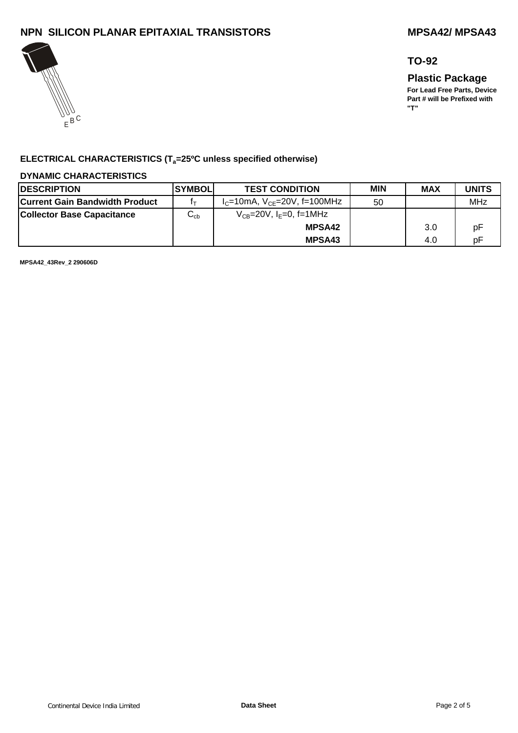# NPN SILICON PLANAR EPITAXIAL TRANSISTORS

## MPSA42/ MPSA43

E B C

**TO-92**

**Plastic Package**

**For Lead Free Parts, Device Part # will be Prefixed with "T"**

### ELECTRICAL CHARACTERISTICS ($T_a$=25ºC unless specified otherwise)

**DYNAMIC CHARACTERISTICS**

| DESCRIPTION | SYMBOL | TEST CONDITION | MIN | MAX | UNITS |
|---|---|---|---|---|---|
| Current Gain Bandwidth Product | $f_T$ | $I_C$=10mA, $V_{CE}$=20V, f=100MHz | 50 | | MHz |
| Collector Base Capacitance | $C_{cb}$ | $V_{CB}$=20V, $I_E$=0, f=1MHz | | | |
| | | **MPSA42** | | 3.0 | pF |
| | | **MPSA43** | | 4.0 | pF |

MPSA42_43Rev_2 290606D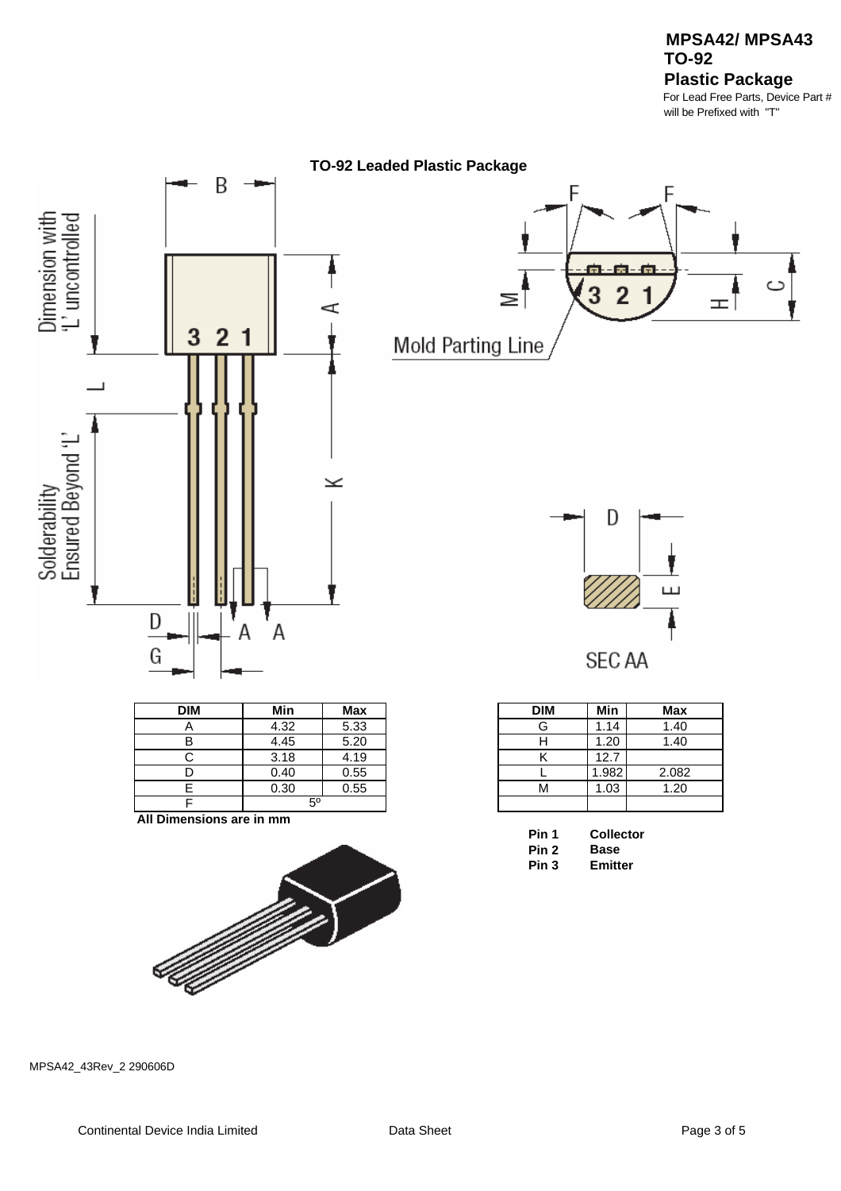**MPSA42/ MPSA43**
**TO-92**
**Plastic Package**
For Lead Free Parts, Device Part # will be Prefixed with "T"

## TO-92 Leaded Plastic Package

| DIM | Min | Max |
|---|---|---|
| A | 4.32 | 5.33 |
| B | 4.45 | 5.20 |
| C | 3.18 | 4.19 |
| D | 0.40 | 0.55 |
| E | 0.30 | 0.55 |
| F | 5º | |

**All Dimensions are in mm**

| DIM | Min | Max |
|---|---|---|
| G | 1.14 | 1.40 |
| H | 1.20 | 1.40 |
| K | 12.7 | |
| L | 1.982 | 2.082 |
| M | 1.03 | 1.20 |
| | | |

| | |
|---|---|
| **Pin 1** | **Collector** |
| **Pin 2** | **Base** |
| **Pin 3** | **Emitter** |

MPSA42_43Rev_2 290606D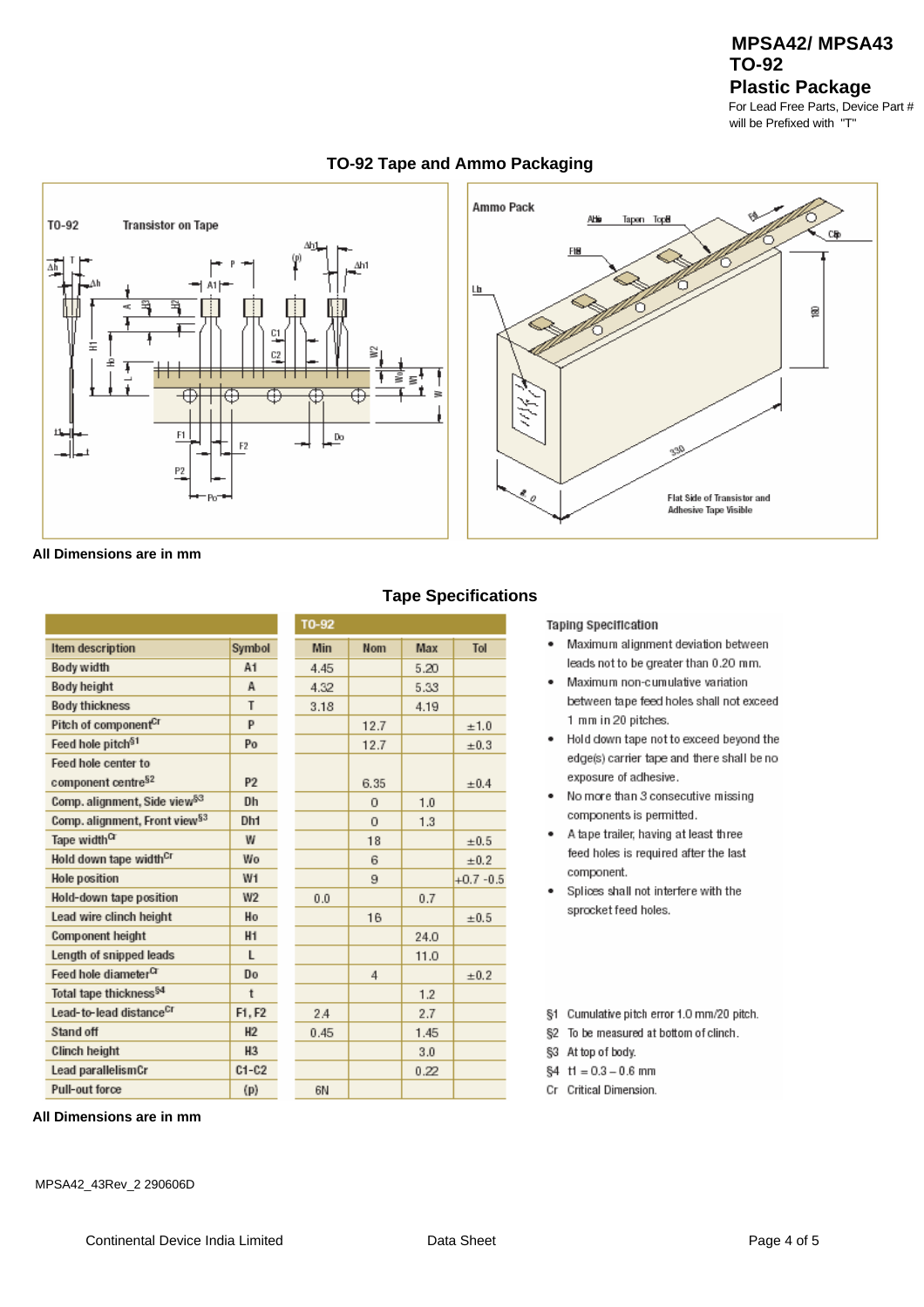# MPSA42/ MPSA43
## TO-92
## Plastic Package

For Lead Free Parts, Device Part # will be Prefixed with "T"

## TO-92 Tape and Ammo Packaging

**All Dimensions are in mm**

## Tape Specifications

| Item description | Symbol | Min | Nom | Max | Tol |
|---|---|---|---|---|---|
| | | TO-92 | | | |
| Body width | A1 | 4.45 | | 5.20 | |
| Body height | A | 4.32 | | 5.33 | |
| Body thickness | T | 3.18 | | 4.19 | |
| Pitch of component[Cr] | P | | 12.7 | | ±1.0 |
| Feed hole pitch[§1] | Po | | 12.7 | | ±0.3 |
| Feed hole center to component centre[§2] | P2 | | 6.35 | | ±0.4 |
| Comp. alignment, Side view[§3] | Dh | | 0 | 1.0 | |
| Comp. alignment, Front view[§3] | Dh1 | | 0 | 1.3 | |
| Tape width[Cr] | W | | 18 | | ±0.5 |
| Hold down tape width[Cr] | Wo | | 6 | | ±0.2 |
| Hole position | W1 | | 9 | | +0.7 -0.5 |
| Hold-down tape position | W2 | 0.0 | | 0.7 | |
| Lead wire clinch height | Ho | | 16 | | ±0.5 |
| Component height | H1 | | | 24.0 | |
| Length of snipped leads | L | | | 11.0 | |
| Feed hole diameter[Cr] | Do | | 4 | | ±0.2 |
| Total tape thickness[§4] | t | | | 1.2 | |
| Lead-to-lead distance[Cr] | F1, F2 | 2.4 | | 2.7 | |
| Stand off | H2 | 0.45 | | 1.45 | |
| Clinch height | H3 | | | 3.0 | |
| Lead parallelismCr | C1-C2 | | | 0.22 | |
| Pull-out force | (p) | 6N | | | |

**All Dimensions are in mm**

### Taping Specification

- Maximum alignment deviation between leads not to be greater than 0.20 mm.
- Maximum non-cumulative variation between tape feed holes shall not exceed 1 mm in 20 pitches.
- Hold down tape not to exceed beyond the edge(s) carrier tape and there shall be no exposure of adhesive.
- No more than 3 consecutive missing components is permitted.
- A tape trailer, having at least three feed holes is required after the last component.
- Splices shall not interfere with the sprocket feed holes.

§1 Cumulative pitch error 1.0 mm/20 pitch.
§2 To be measured at bottom of clinch.
§3 At top of body.
§4 t1 = 0.3 – 0.6 mm
Cr Critical Dimension.

MPSA42_43Rev_2 290606D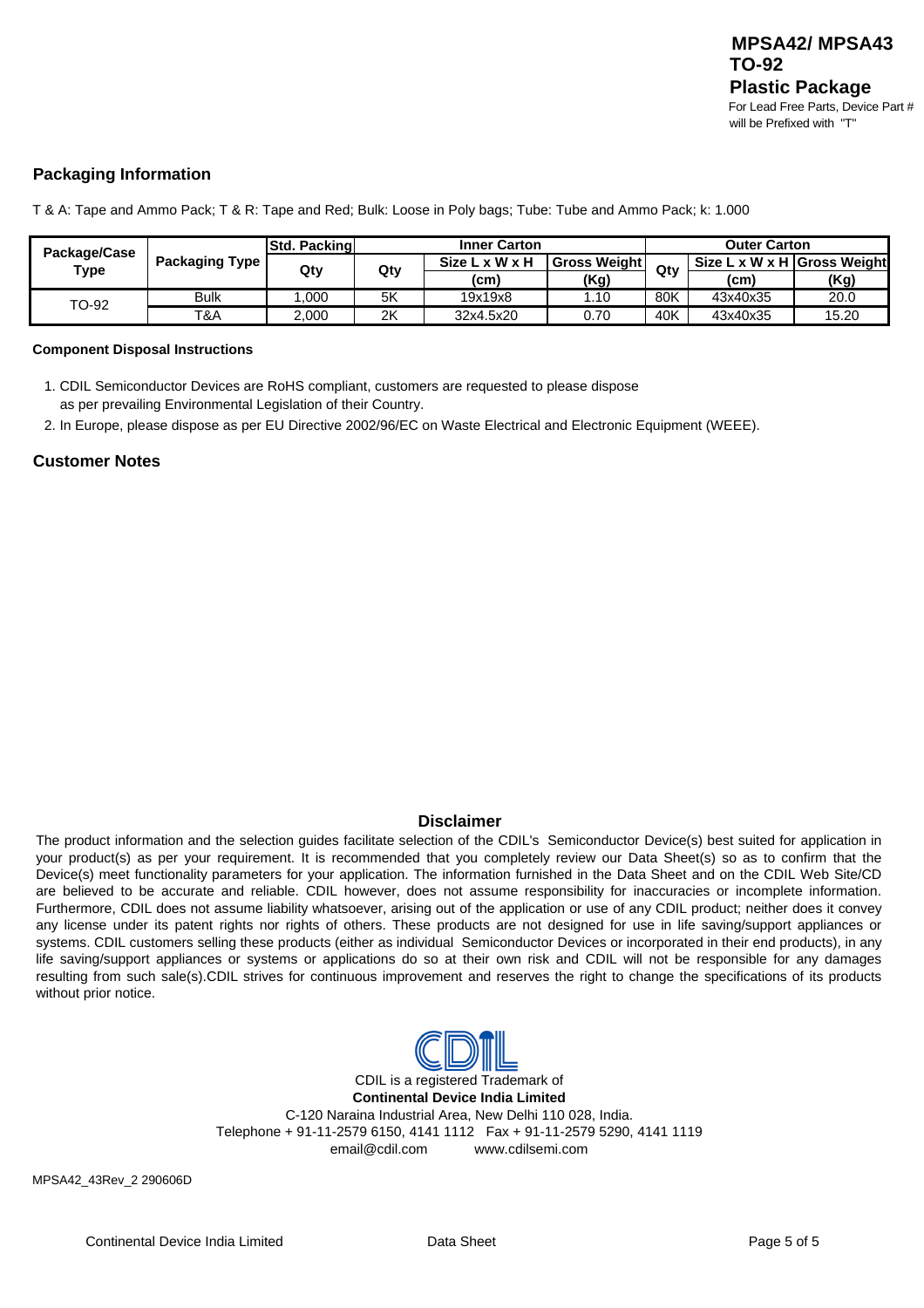**MPSA42/ MPSA43**
**TO-92**
**Plastic Package**
For Lead Free Parts, Device Part # will be Prefixed with "T"

## Packaging Information

T & A: Tape and Ammo Pack; T & R: Tape and Red; Bulk: Loose in Poly bags; Tube: Tube and Ammo Pack; k: 1.000

| Package/Case Type | Packaging Type | Std. Packing | Inner Carton | | | Outer Carton | | |
|---|---|---|---|---|---|---|---|---|
| | | Qty | Qty | Size L x W x H (cm) | Gross Weight (Kg) | Qty | Size L x W x H (cm) | Gross Weight (Kg) |
| TO-92 | Bulk | 1,000 | 5K | 19x19x8 | 1.10 | 80K | 43x40x35 | 20.0 |
| | T&A | 2,000 | 2K | 32x4.5x20 | 0.70 | 40K | 43x40x35 | 15.20 |

**Component Disposal Instructions**

1. CDIL Semiconductor Devices are RoHS compliant, customers are requested to please dispose as per prevailing Environmental Legislation of their Country.
2. In Europe, please dispose as per EU Directive 2002/96/EC on Waste Electrical and Electronic Equipment (WEEE).

## Customer Notes

### Disclaimer

The product information and the selection guides facilitate selection of the CDIL's Semiconductor Device(s) best suited for application in your product(s) as per your requirement. It is recommended that you completely review our Data Sheet(s) so as to confirm that the Device(s) meet functionality parameters for your application. The information furnished in the Data Sheet and on the CDIL Web Site/CD are believed to be accurate and reliable. CDIL however, does not assume responsibility for inaccuracies or incomplete information. Furthermore, CDIL does not assume liability whatsoever, arising out of the application or use of any CDIL product; neither does it convey any license under its patent rights nor rights of others. These products are not designed for use in life saving/support appliances or systems. CDIL customers selling these products (either as individual Semiconductor Devices or incorporated in their end products), in any life saving/support appliances or systems or applications do so at their own risk and CDIL will not be responsible for any damages resulting from such sale(s).CDIL strives for continuous improvement and reserves the right to change the specifications of its products without prior notice.

CDIL is a registered Trademark of
**Continental Device India Limited**
C-120 Naraina Industrial Area, New Delhi 110 028, India.
Telephone + 91-11-2579 6150, 4141 1112 Fax + 91-11-2579 5290, 4141 1119
email@cdil.com www.cdilsemi.com

MPSA42_43Rev_2 290606D